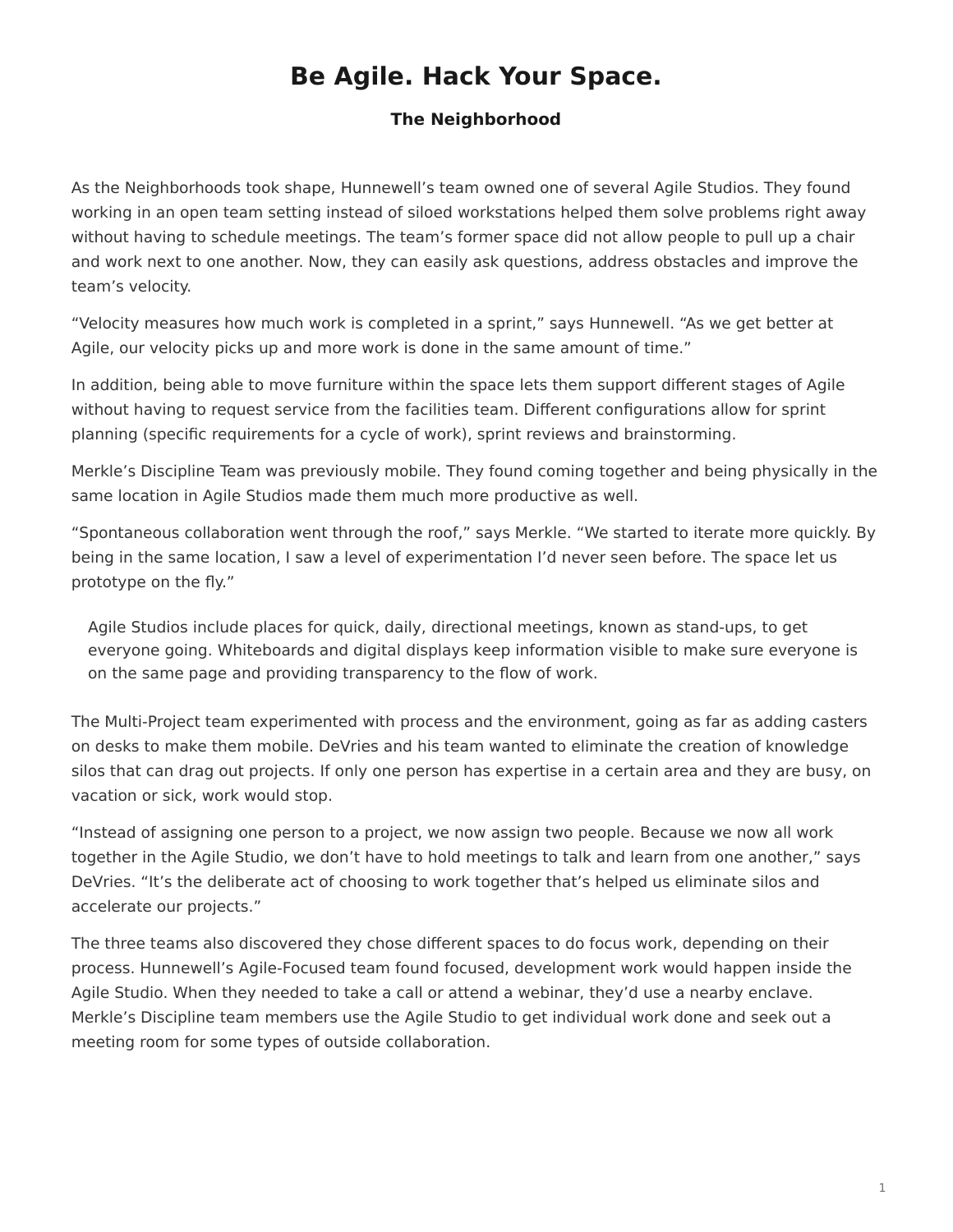# Be Agile. Hack Your Space.

### The Neighborhood

As the Neighborhoods took shape, Hunnewell's team owned one of several Agile Studios. They found working in an open team setting instead of siloed workstations helped them solve problems right away without having to schedule meetings. The team's former space did not allow people to pull up a chair and work next to one another. Now, they can easily ask questions, address obstacles and improve the team's velocity.

"Velocity measures how much work is completed in a sprint," says Hunnewell. "As we get better at Agile, our velocity picks up and more work is done in the same amount of time."

In addition, being able to move furniture within the space lets them support different stages of Agile without having to request service from the facilities team. Different configurations allow for sprint planning (specific requirements for a cycle of work), sprint reviews and brainstorming.

Merkle's Discipline Team was previously mobile. They found coming together and being physically in the same location in Agile Studios made them much more productive as well.

"Spontaneous collaboration went through the roof," says Merkle. "We started to iterate more quickly. By being in the same location, I saw a level of experimentation I'd never seen before. The space let us prototype on the fly."

> Agile Studios include places for quick, daily, directional meetings, known as stand-ups, to get everyone going. Whiteboards and digital displays keep information visible to make sure everyone is on the same page and providing transparency to the flow of work.

The Multi-Project team experimented with process and the environment, going as far as adding casters on desks to make them mobile. DeVries and his team wanted to eliminate the creation of knowledge silos that can drag out projects. If only one person has expertise in a certain area and they are busy, on vacation or sick, work would stop.

"Instead of assigning one person to a project, we now assign two people. Because we now all work together in the Agile Studio, we don't have to hold meetings to talk and learn from one another," says DeVries. "It's the deliberate act of choosing to work together that's helped us eliminate silos and accelerate our projects."

The three teams also discovered they chose different spaces to do focus work, depending on their process. Hunnewell's Agile-Focused team found focused, development work would happen inside the Agile Studio. When they needed to take a call or attend a webinar, they'd use a nearby enclave. Merkle's Discipline team members use the Agile Studio to get individual work done and seek out a meeting room for some types of outside collaboration.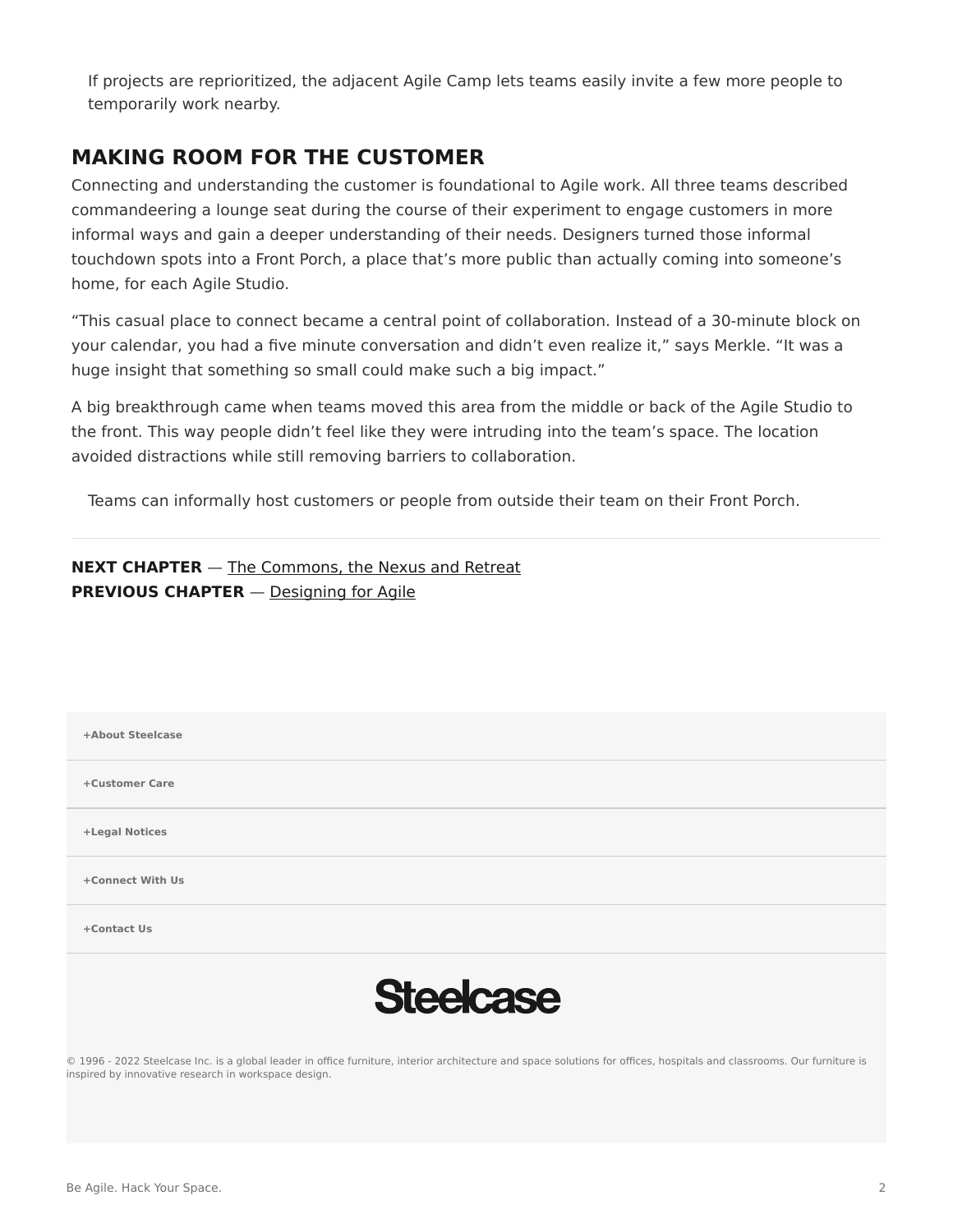If projects are reprioritized, the adjacent Agile Camp lets teams easily invite a few more people to temporarily work nearby.

## MAKING ROOM FOR THE CUSTOMER

Connecting and understanding the customer is foundational to Agile work. All three teams described commandeering a lounge seat during the course of their experiment to engage customers in more informal ways and gain a deeper understanding of their needs. Designers turned those informal touchdown spots into a Front Porch, a place that's more public than actually coming into someone's home, for each Agile Studio.

"This casual place to connect became a central point of collaboration. Instead of a 30-minute block on your calendar, you had a five minute conversation and didn't even realize it," says Merkle. "It was a huge insight that something so small could make such a big impact."

A big breakthrough came when teams moved this area from the middle or back of the Agile Studio to the front. This way people didn't feel like they were intruding into the team's space. The location avoided distractions while still removing barriers to collaboration.

Teams can informally host customers or people from outside their team on their Front Porch.

---

**NEXT CHAPTER** — The Commons, the Nexus and Retreat
**PREVIOUS CHAPTER** — Designing for Agile

+About Steelcase

+Customer Care

+Legal Notices

+Connect With Us

+Contact Us

Steelcase

© 1996 - 2022 Steelcase Inc. is a global leader in office furniture, interior architecture and space solutions for offices, hospitals and classrooms. Our furniture is inspired by innovative research in workspace design.